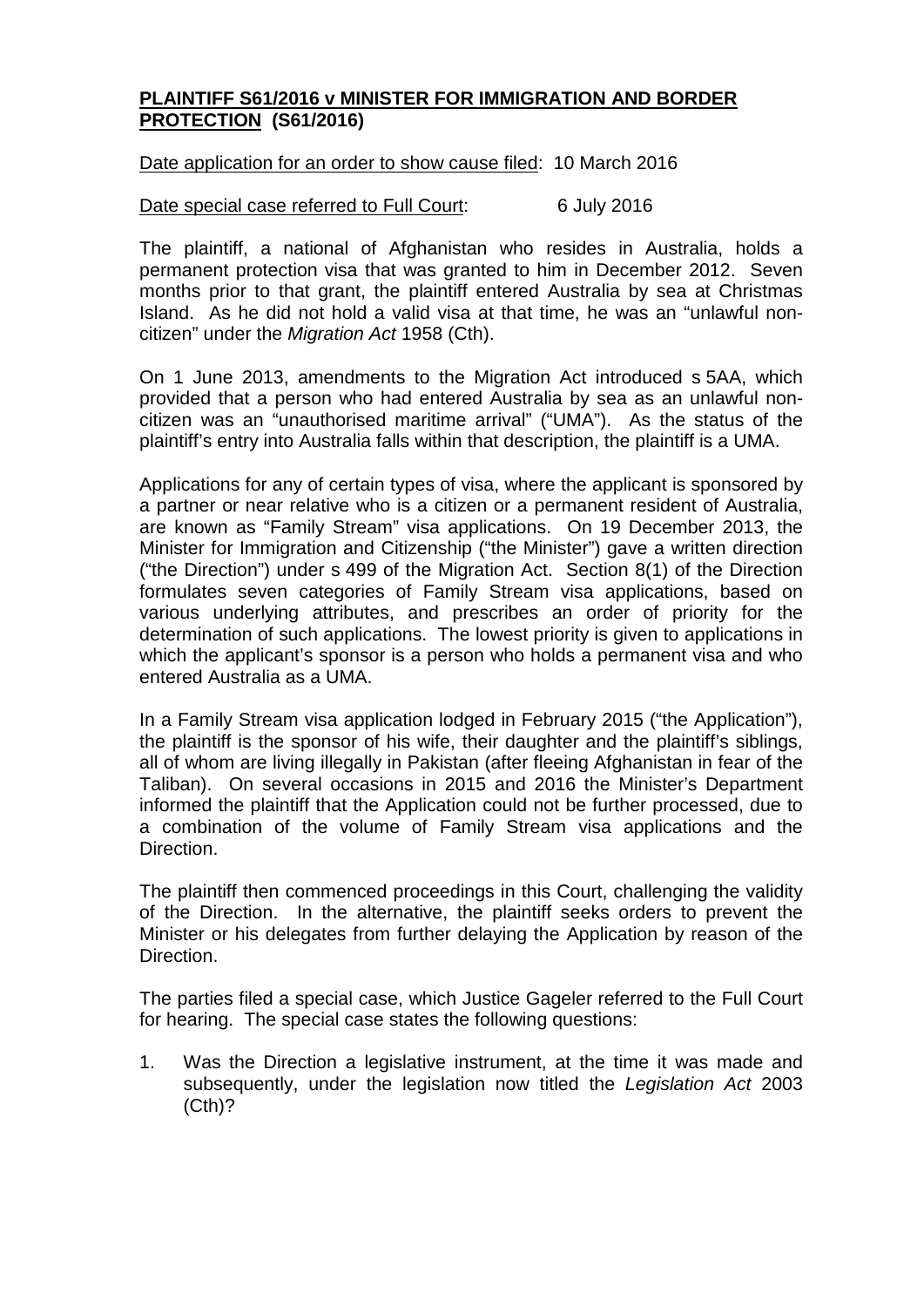**PLAINTIFF S61/2016 v MINISTER FOR IMMIGRATION AND BORDER PROTECTION (S61/2016)**

Date application for an order to show cause filed: 10 March 2016

Date special case referred to Full Court: 6 July 2016

The plaintiff, a national of Afghanistan who resides in Australia, holds a permanent protection visa that was granted to him in December 2012. Seven months prior to that grant, the plaintiff entered Australia by sea at Christmas Island. As he did not hold a valid visa at that time, he was an "unlawful non-citizen" under the *Migration Act* 1958 (Cth).

On 1 June 2013, amendments to the Migration Act introduced s 5AA, which provided that a person who had entered Australia by sea as an unlawful non-citizen was an "unauthorised maritime arrival" ("UMA"). As the status of the plaintiff's entry into Australia falls within that description, the plaintiff is a UMA.

Applications for any of certain types of visa, where the applicant is sponsored by a partner or near relative who is a citizen or a permanent resident of Australia, are known as "Family Stream" visa applications. On 19 December 2013, the Minister for Immigration and Citizenship ("the Minister") gave a written direction ("the Direction") under s 499 of the Migration Act. Section 8(1) of the Direction formulates seven categories of Family Stream visa applications, based on various underlying attributes, and prescribes an order of priority for the determination of such applications. The lowest priority is given to applications in which the applicant's sponsor is a person who holds a permanent visa and who entered Australia as a UMA.

In a Family Stream visa application lodged in February 2015 ("the Application"), the plaintiff is the sponsor of his wife, their daughter and the plaintiff's siblings, all of whom are living illegally in Pakistan (after fleeing Afghanistan in fear of the Taliban). On several occasions in 2015 and 2016 the Minister's Department informed the plaintiff that the Application could not be further processed, due to a combination of the volume of Family Stream visa applications and the Direction.

The plaintiff then commenced proceedings in this Court, challenging the validity of the Direction. In the alternative, the plaintiff seeks orders to prevent the Minister or his delegates from further delaying the Application by reason of the Direction.

The parties filed a special case, which Justice Gageler referred to the Full Court for hearing. The special case states the following questions:

1. Was the Direction a legislative instrument, at the time it was made and subsequently, under the legislation now titled the *Legislation Act* 2003 (Cth)?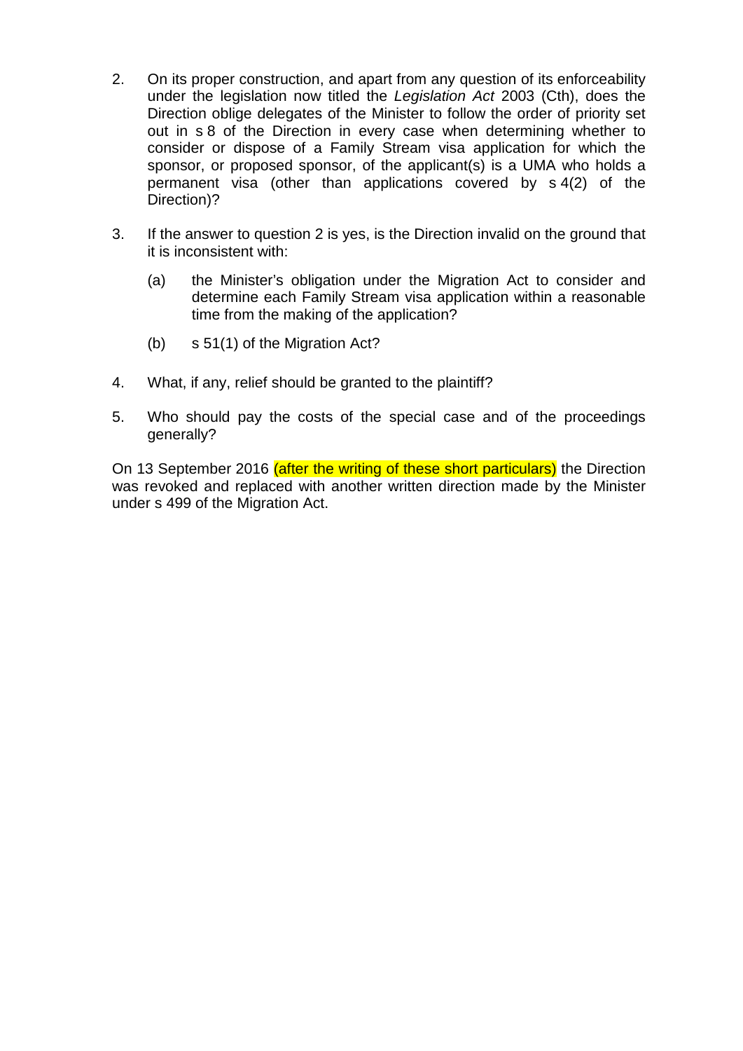2. On its proper construction, and apart from any question of its enforceability under the legislation now titled the *Legislation Act* 2003 (Cth), does the Direction oblige delegates of the Minister to follow the order of priority set out in s 8 of the Direction in every case when determining whether to consider or dispose of a Family Stream visa application for which the sponsor, or proposed sponsor, of the applicant(s) is a UMA who holds a permanent visa (other than applications covered by s 4(2) of the Direction)?

3. If the answer to question 2 is yes, is the Direction invalid on the ground that it is inconsistent with:

   (a) the Minister's obligation under the Migration Act to consider and determine each Family Stream visa application within a reasonable time from the making of the application?

   (b) s 51(1) of the Migration Act?

4. What, if any, relief should be granted to the plaintiff?

5. Who should pay the costs of the special case and of the proceedings generally?

On 13 September 2016 (after the writing of these short particulars) the Direction was revoked and replaced with another written direction made by the Minister under s 499 of the Migration Act.